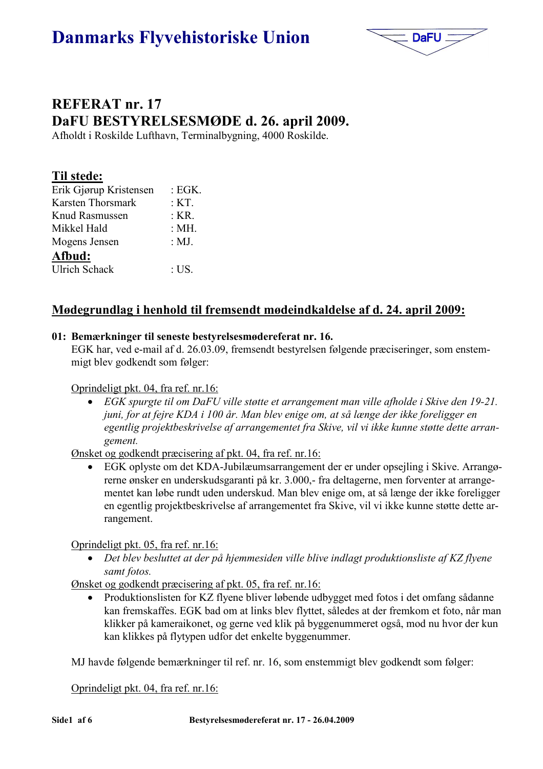# Danmarks Flyvehistoriske Union

## REFERAT nr. 17
## DaFU BESTYRELSESMØDE d. 26. april 2009.

Afholdt i Roskilde Lufthavn, Terminalbygning, 4000 Roskilde.

### Til stede:

Erik Gjørup Kristensen : EGK.
Karsten Thorsmark : KT.
Knud Rasmussen : KR.
Mikkel Hald : MH.
Mogens Jensen : MJ.

### Afbud:

Ulrich Schack : US.

## Mødegrundlag i henhold til fremsendt mødeindkaldelse af d. 24. april 2009:

**01: Bemærkninger til seneste bestyrelsesmødereferat nr. 16.**

EGK har, ved e-mail af d. 26.03.09, fremsendt bestyrelsen følgende præciseringer, som enstemmigt blev godkendt som følger:

Oprindeligt pkt. 04, fra ref. nr.16:

- *EGK spurgte til om DaFU ville støtte et arrangement man ville afholde i Skive den 19-21. juni, for at fejre KDA i 100 år. Man blev enige om, at så længe der ikke foreligger en egentlig projektbeskrivelse af arrangementet fra Skive, vil vi ikke kunne støtte dette arrangement.*

Ønsket og godkendt præcisering af pkt. 04, fra ref. nr.16:

- EGK oplyste om det KDA-Jubilæumsarrangement der er under opsejling i Skive. Arrangørerne ønsker en underskudsgaranti på kr. 3.000,- fra deltagerne, men forventer at arrangementet kan løbe rundt uden underskud. Man blev enige om, at så længe der ikke foreligger en egentlig projektbeskrivelse af arrangementet fra Skive, vil vi ikke kunne støtte dette arrangement.

Oprindeligt pkt. 05, fra ref. nr.16:

- *Det blev besluttet at der på hjemmesiden ville blive indlagt produktionsliste af KZ flyene samt fotos.*

Ønsket og godkendt præcisering af pkt. 05, fra ref. nr.16:

- Produktionslisten for KZ flyene bliver løbende udbygget med fotos i det omfang sådanne kan fremskaffes. EGK bad om at links blev flyttet, således at der fremkom et foto, når man klikker på kameraikonet, og gerne ved klik på byggenummeret også, mod nu hvor der kun kan klikkes på flytypen udfor det enkelte byggenummer.

MJ havde følgende bemærkninger til ref. nr. 16, som enstemmigt blev godkendt som følger:

Oprindeligt pkt. 04, fra ref. nr.16: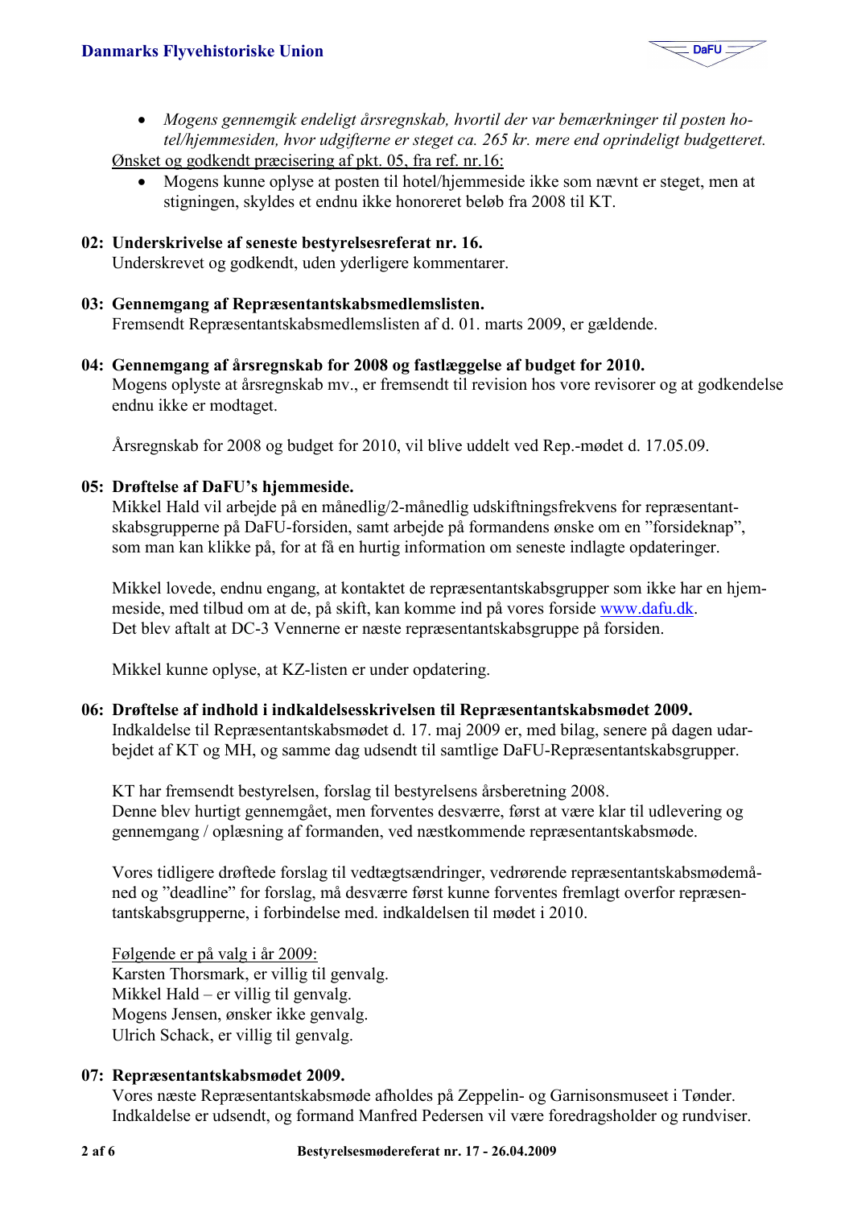- *Mogens gennemgik endeligt årsregnskab, hvortil der var bemærkninger til posten hotel/hjemmesiden, hvor udgifterne er steget ca. 265 kr. mere end oprindeligt budgetteret.*

Ønsket og godkendt præcisering af pkt. 05, fra ref. nr.16:

- Mogens kunne oplyse at posten til hotel/hjemmeside ikke som nævnt er steget, men at stigningen, skyldes et endnu ikke honoreret beløb fra 2008 til KT.

**02: Underskrivelse af seneste bestyrelsesreferat nr. 16.**
Underskrevet og godkendt, uden yderligere kommentarer.

**03: Gennemgang af Repræsentantskabsmedlemslisten.**
Fremsendt Repræsentantskabsmedlemslisten af d. 01. marts 2009, er gældende.

**04: Gennemgang af årsregnskab for 2008 og fastlæggelse af budget for 2010.**
Mogens oplyste at årsregnskab mv., er fremsendt til revision hos vore revisorer og at godkendelse endnu ikke er modtaget.

Årsregnskab for 2008 og budget for 2010, vil blive uddelt ved Rep.-mødet d. 17.05.09.

**05: Drøftelse af DaFU's hjemmeside.**
Mikkel Hald vil arbejde på en månedlig/2-månedlig udskiftningsfrekvens for repræsentantskabsgrupperne på DaFU-forsiden, samt arbejde på formandens ønske om en "forsideknap", som man kan klikke på, for at få en hurtig information om seneste indlagte opdateringer.

Mikkel lovede, endnu engang, at kontaktet de repræsentantskabsgrupper som ikke har en hjemmeside, med tilbud om at de, på skift, kan komme ind på vores forside www.dafu.dk.
Det blev aftalt at DC-3 Vennerne er næste repræsentantskabsgruppe på forsiden.

Mikkel kunne oplyse, at KZ-listen er under opdatering.

**06: Drøftelse af indhold i indkaldelsesskrivelsen til Repræsentantskabsmødet 2009.**
Indkaldelse til Repræsentantskabsmødet d. 17. maj 2009 er, med bilag, senere på dagen udarbejdet af KT og MH, og samme dag udsendt til samtlige DaFU-Repræsentantskabsgrupper.

KT har fremsendt bestyrelsen, forslag til bestyrelsens årsberetning 2008.
Denne blev hurtigt gennemgået, men forventes desværre, først at være klar til udlevering og gennemgang / oplæsning af formanden, ved næstkommende repræsentantskabsmøde.

Vores tidligere drøftede forslag til vedtægtsændringer, vedrørende repræsentantskabsmødemåned og "deadline" for forslag, må desværre først kunne forventes fremlagt overfor repræsentantskabsgrupperne, i forbindelse med. indkaldelsen til mødet i 2010.

Følgende er på valg i år 2009:
Karsten Thorsmark, er villig til genvalg.
Mikkel Hald – er villig til genvalg.
Mogens Jensen, ønsker ikke genvalg.
Ulrich Schack, er villig til genvalg.

**07: Repræsentantskabsmødet 2009.**
Vores næste Repræsentantskabsmøde afholdes på Zeppelin- og Garnisonsmuseet i Tønder.
Indkaldelse er udsendt, og formand Manfred Pedersen vil være foredragsholder og rundviser.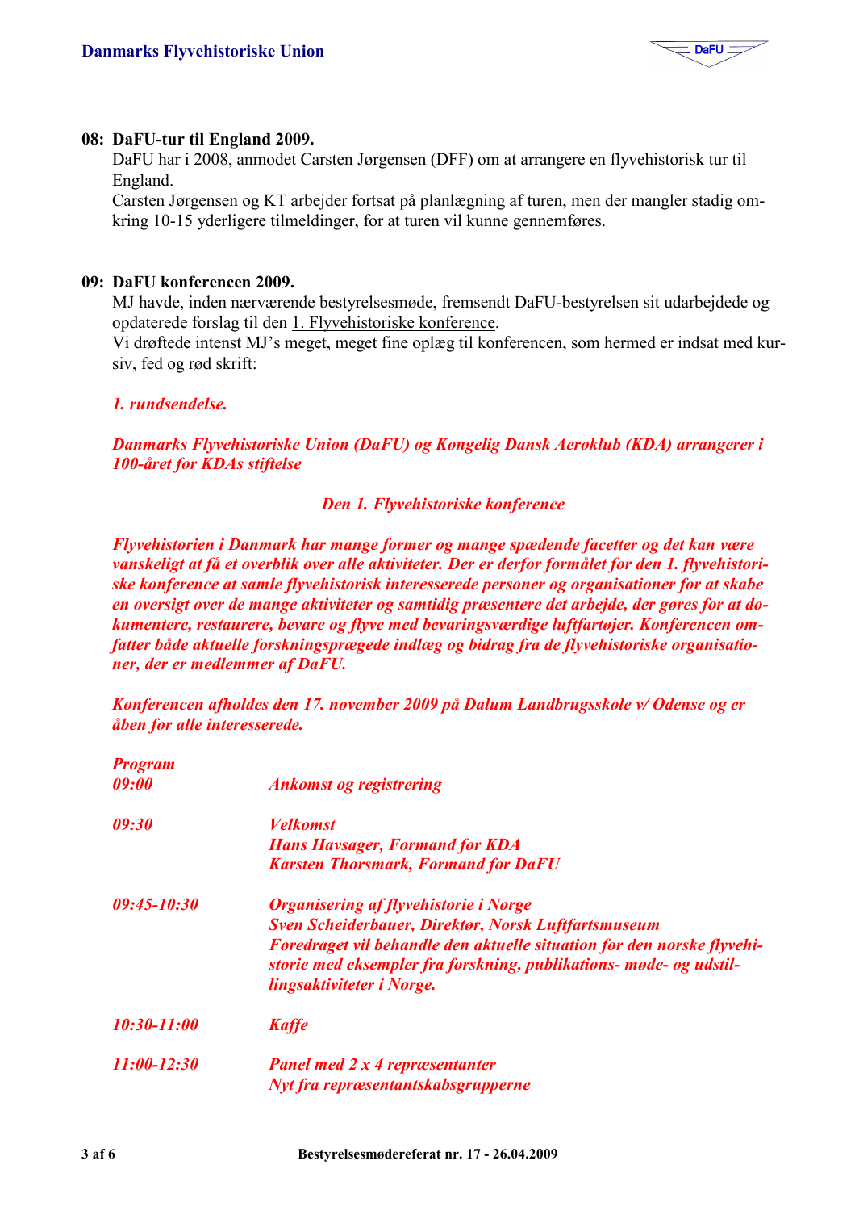**08: DaFU-tur til England 2009.**

DaFU har i 2008, anmodet Carsten Jørgensen (DFF) om at arrangere en flyvehistorisk tur til England.

Carsten Jørgensen og KT arbejder fortsat på planlægning af turen, men der mangler stadig omkring 10-15 yderligere tilmeldinger, for at turen vil kunne gennemføres.

**09: DaFU konferencen 2009.**

MJ havde, inden nærværende bestyrelsesmøde, fremsendt DaFU-bestyrelsen sit udarbejdede og opdaterede forslag til den 1. Flyvehistoriske konference.

Vi drøftede intenst MJ's meget, meget fine oplæg til konferencen, som hermed er indsat med kursiv, fed og rød skrift:

***1. rundsendelse.***

***Danmarks Flyvehistoriske Union (DaFU) og Kongelig Dansk Aeroklub (KDA) arrangerer i 100-året for KDAs stiftelse***

***Den 1. Flyvehistoriske konference***

***Flyvehistorien i Danmark har mange former og mange spædende facetter og det kan være vanskeligt at få et overblik over alle aktiviteter. Der er derfor formålet for den 1. flyvehistoriske konference at samle flyvehistorisk interesserede personer og organisationer for at skabe en oversigt over de mange aktiviteter og samtidig præsentere det arbejde, der gøres for at dokumentere, restaurere, bevare og flyve med bevaringsværdige luftfartøjer. Konferencen omfatter både aktuelle forskningsprægede indlæg og bidrag fra de flyvehistoriske organisationer, der er medlemmer af DaFU.***

***Konferencen afholdes den 17. november 2009 på Dalum Landbrugsskole v/ Odense og er åben for alle interesserede.***

***Program***

| | |
|---|---|
| ***09:00*** | ***Ankomst og registrering*** |
| ***09:30*** | ***Velkomst***<br>***Hans Havsager, Formand for KDA***<br>***Karsten Thorsmark, Formand for DaFU*** |
| ***09:45-10:30*** | ***Organisering af flyvehistorie i Norge***<br>***Sven Scheiderbauer, Direktør, Norsk Luftfartsmuseum***<br>***Foredraget vil behandle den aktuelle situation for den norske flyvehistorie med eksempler fra forskning, publikations- møde- og udstillingsaktiviteter i Norge.*** |
| ***10:30-11:00*** | ***Kaffe*** |
| ***11:00-12:30*** | ***Panel med 2 x 4 repræsentanter***<br>***Nyt fra repræsentantskabsgrupperne*** |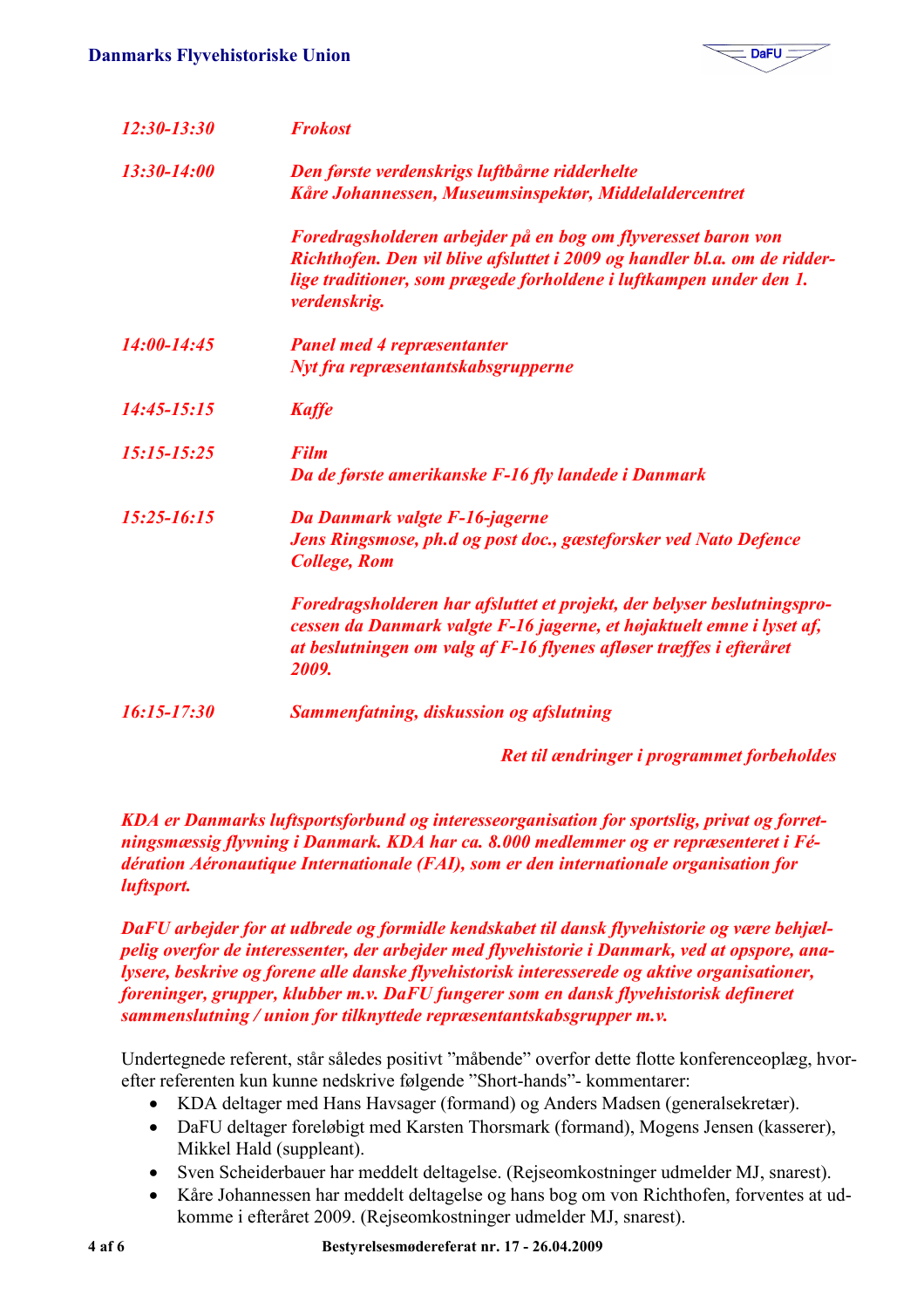| | |
|---|---|
| *12:30-13:30* | *Frokost* |
| *13:30-14:00* | *Den første verdenskrigs luftbårne ridderhelte*<br>*Kåre Johannessen, Museumsinspektør, Middelaldercentret*<br><br>*Foredragsholderen arbejder på en bog om flyveresset baron von Richthofen. Den vil blive afsluttet i 2009 og handler bl.a. om de ridderlige traditioner, som prægede forholdene i luftkampen under den 1. verdenskrig.* |
| *14:00-14:45* | *Panel med 4 repræsentanter*<br>*Nyt fra repræsentantskabsgrupperne* |
| *14:45-15:15* | *Kaffe* |
| *15:15-15:25* | *Film*<br>*Da de første amerikanske F-16 fly landede i Danmark* |
| *15:25-16:15* | *Da Danmark valgte F-16-jagerne*<br>*Jens Ringsmose, ph.d og post doc., gæsteforsker ved Nato Defence College, Rom*<br><br>*Foredragsholderen har afsluttet et projekt, der belyser beslutningsprocessen da Danmark valgte F-16 jagerne, et højaktuelt emne i lyset af, at beslutningen om valg af F-16 flyenes afløser træffes i efteråret 2009.* |
| *16:15-17:30* | *Sammenfatning, diskussion og afslutning* |

*Ret til ændringer i programmet forbeholdes*

***KDA er Danmarks luftsportsforbund og interesseorganisation for sportslig, privat og forretningsmæssig flyvning i Danmark. KDA har ca. 8.000 medlemmer og er repræsenteret i Fédération Aéronautique Internationale (FAI), som er den internationale organisation for luftsport.***

***DaFU arbejder for at udbrede og formidle kendskabet til dansk flyvehistorie og være behjælpelig overfor de interessenter, der arbejder med flyvehistorie i Danmark, ved at opspore, analysere, beskrive og forene alle danske flyvehistorisk interesserede og aktive organisationer, foreninger, grupper, klubber m.v. DaFU fungerer som en dansk flyvehistorisk defineret sammenslutning / union for tilknyttede repræsentantskabsgrupper m.v.***

Undertegnede referent, står således positivt "måbende" overfor dette flotte konferenceoplæg, hvorefter referenten kun kunne nedskrive følgende "Short-hands"- kommentarer:

- KDA deltager med Hans Havsager (formand) og Anders Madsen (generalsekretær).
- DaFU deltager foreløbigt med Karsten Thorsmark (formand), Mogens Jensen (kasserer), Mikkel Hald (suppleant).
- Sven Scheiderbauer har meddelt deltagelse. (Rejseomkostninger udmelder MJ, snarest).
- Kåre Johannessen har meddelt deltagelse og hans bog om von Richthofen, forventes at udkomme i efteråret 2009. (Rejseomkostninger udmelder MJ, snarest).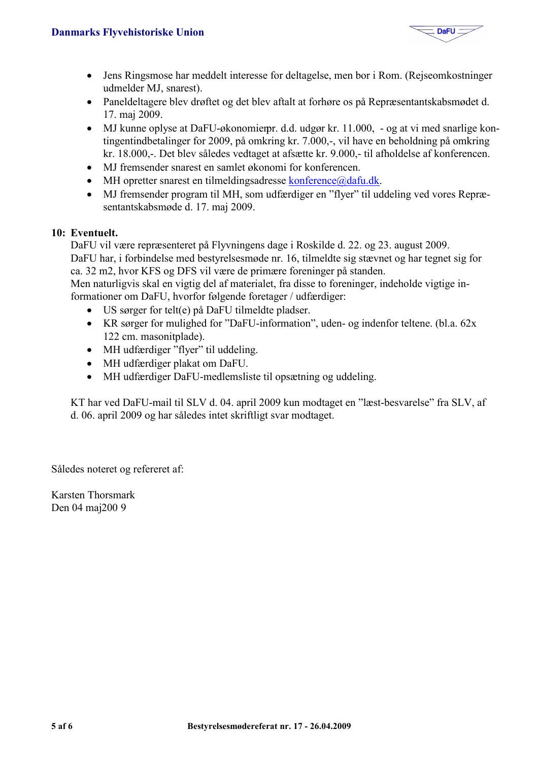- Jens Ringsmose har meddelt interesse for deltagelse, men bor i Rom. (Rejseomkostninger udmelder MJ, snarest).
- Paneldeltagere blev drøftet og det blev aftalt at forhøre os på Repræsentantskabsmødet d. 17. maj 2009.
- MJ kunne oplyse at DaFU-økonomien pr. d.d. udgør kr. 11.000, - og at vi med snarlige kontingentindbetalinger for 2009, på omkring kr. 7.000,-, vil have en beholdning på omkring kr. 18.000,-. Det blev således vedtaget at afsætte kr. 9.000,- til afholdelse af konferencen.
- MJ fremsender snarest en samlet økonomi for konferencen.
- MH opretter snarest en tilmeldingsadresse konference@dafu.dk.
- MJ fremsender program til MH, som udfærdiger en "flyer" til uddeling ved vores Repræsentantskabsmøde d. 17. maj 2009.

**10: Eventuelt.**

DaFU vil være repræsenteret på Flyvningens dage i Roskilde d. 22. og 23. august 2009.
DaFU har, i forbindelse med bestyrelsesmøde nr. 16, tilmeldte sig stævnet og har tegnet sig for ca. 32 m2, hvor KFS og DFS vil være de primære foreninger på standen.
Men naturligvis skal en vigtig del af materialet, fra disse to foreninger, indeholde vigtige informationer om DaFU, hvorfor følgende foretager / udfærdiger:

- US sørger for telt(e) på DaFU tilmeldte pladser.
- KR sørger for mulighed for "DaFU-information", uden- og indenfor teltene. (bl.a. 62x 122 cm. masonitplade).
- MH udfærdiger "flyer" til uddeling.
- MH udfærdiger plakat om DaFU.
- MH udfærdiger DaFU-medlemsliste til opsætning og uddeling.

KT har ved DaFU-mail til SLV d. 04. april 2009 kun modtaget en "læst-besvarelse" fra SLV, af d. 06. april 2009 og har således intet skriftligt svar modtaget.

Således noteret og refereret af:

Karsten Thorsmark
Den 04 maj200 9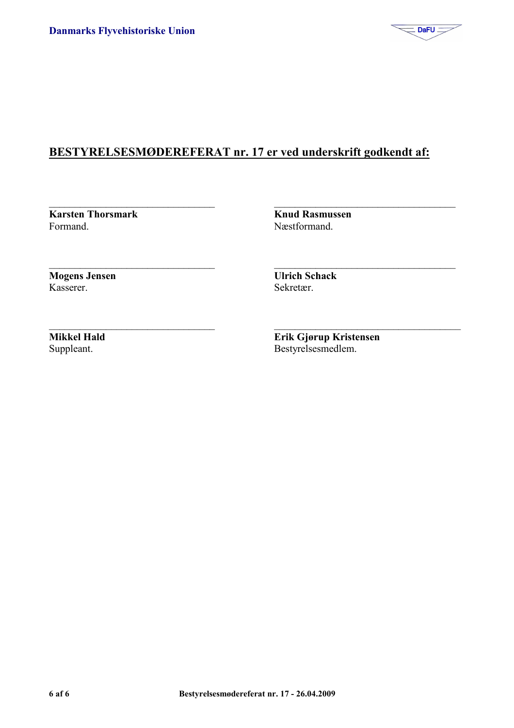## BESTYRELSESMØDEREFERAT nr. 17 er ved underskrift godkendt af:

| | |
|---|---|
| ______________________________ | ______________________________ |
| **Karsten Thorsmark**<br>Formand. | **Knud Rasmussen**<br>Næstformand. |
| ______________________________ | ______________________________ |
| **Mogens Jensen**<br>Kasserer. | **Ulrich Schack**<br>Sekretær. |
| ______________________________ | ______________________________ |
| **Mikkel Hald**<br>Suppleant. | **Erik Gjørup Kristensen**<br>Bestyrelsesmedlem. |